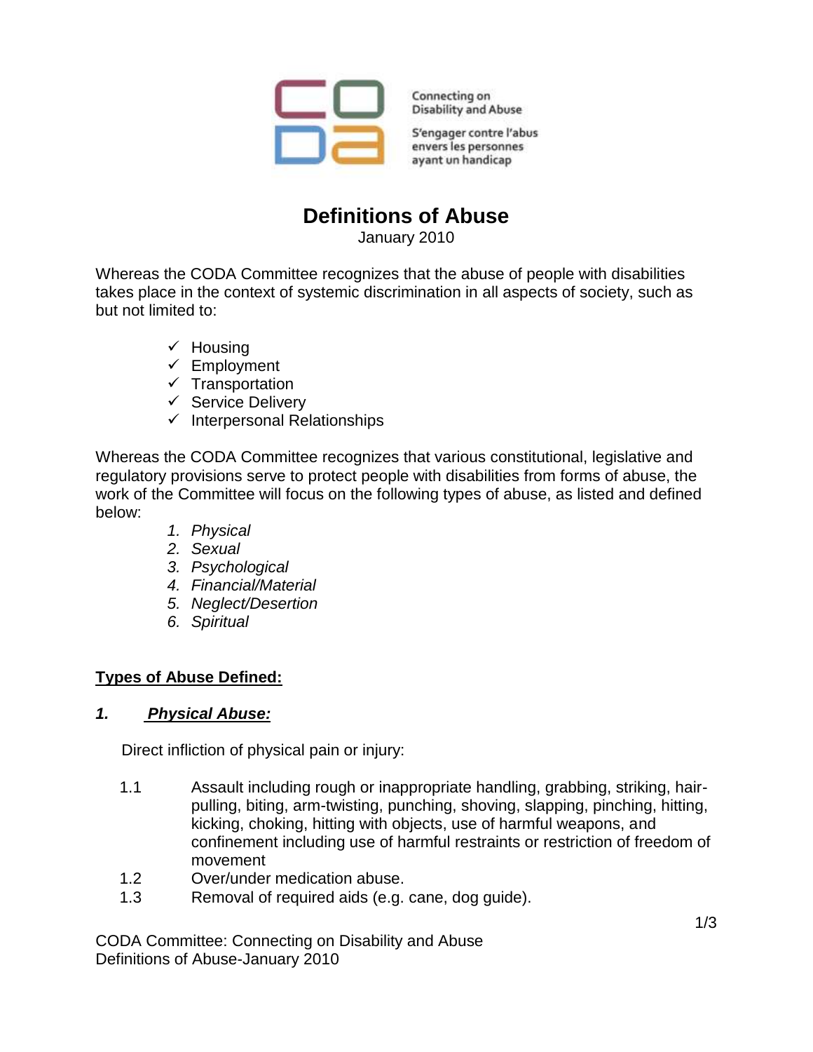Connecting on Disability and Abuse

S'engager contre l'abus envers les personnes ayant un handicap

# Definitions of Abuse

January 2010

Whereas the CODA Committee recognizes that the abuse of people with disabilities takes place in the context of systemic discrimination in all aspects of society, such as but not limited to:

- ✓ Housing
- ✓ Employment
- ✓ Transportation
- ✓ Service Delivery
- ✓ Interpersonal Relationships

Whereas the CODA Committee recognizes that various constitutional, legislative and regulatory provisions serve to protect people with disabilities from forms of abuse, the work of the Committee will focus on the following types of abuse, as listed and defined below:

1. *Physical*
2. *Sexual*
3. *Psychological*
4. *Financial/Material*
5. *Neglect/Desertion*
6. *Spiritual*

## Types of Abuse Defined:

### 1. *Physical Abuse:*

Direct infliction of physical pain or injury:

1.1 Assault including rough or inappropriate handling, grabbing, striking, hair-pulling, biting, arm-twisting, punching, shoving, slapping, pinching, hitting, kicking, choking, hitting with objects, use of harmful weapons, and confinement including use of harmful restraints or restriction of freedom of movement

1.2 Over/under medication abuse.

1.3 Removal of required aids (e.g. cane, dog guide).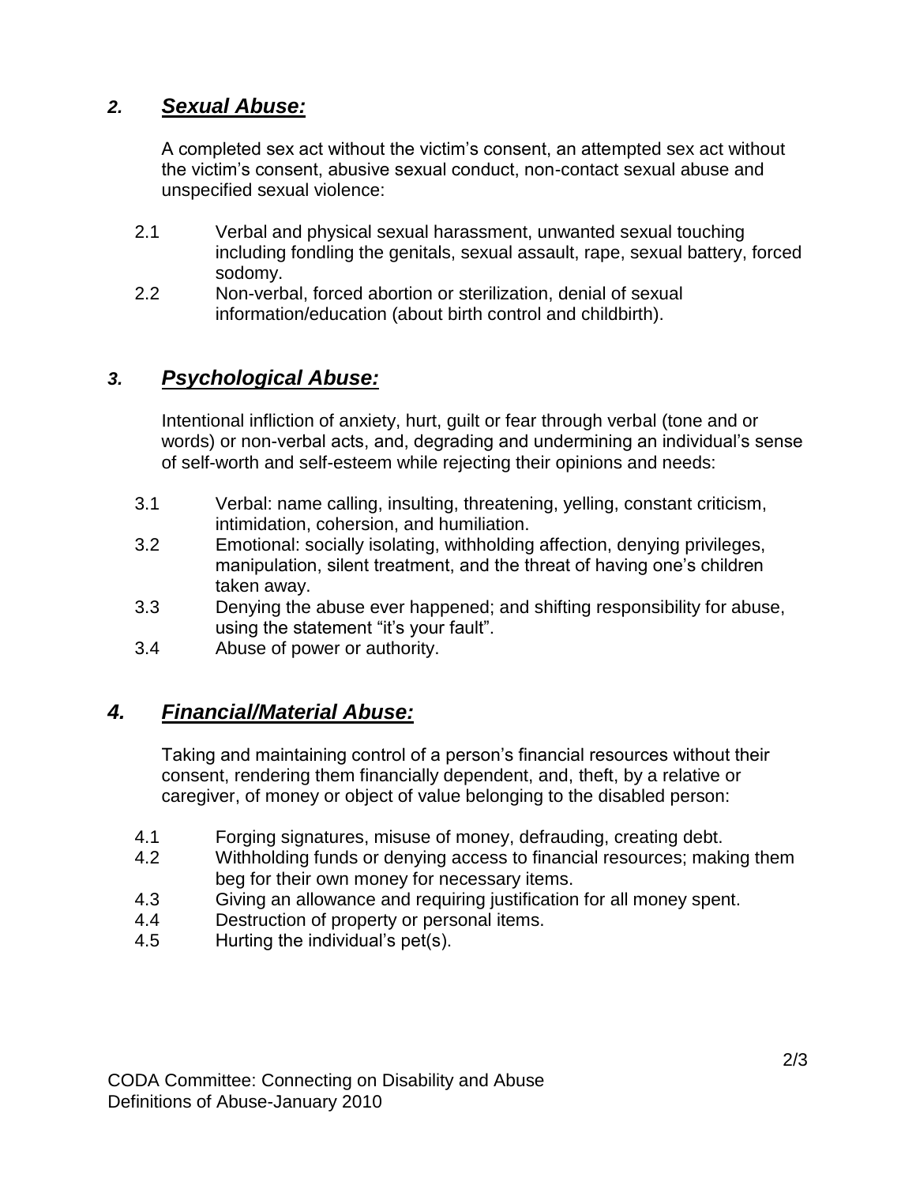## 2. ***Sexual Abuse:***

A completed sex act without the victim's consent, an attempted sex act without the victim's consent, abusive sexual conduct, non-contact sexual abuse and unspecified sexual violence:

2.1 Verbal and physical sexual harassment, unwanted sexual touching including fondling the genitals, sexual assault, rape, sexual battery, forced sodomy.

2.2 Non-verbal, forced abortion or sterilization, denial of sexual information/education (about birth control and childbirth).

## 3. ***Psychological Abuse:***

Intentional infliction of anxiety, hurt, guilt or fear through verbal (tone and or words) or non-verbal acts, and, degrading and undermining an individual's sense of self-worth and self-esteem while rejecting their opinions and needs:

3.1 Verbal: name calling, insulting, threatening, yelling, constant criticism, intimidation, cohersion, and humiliation.

3.2 Emotional: socially isolating, withholding affection, denying privileges, manipulation, silent treatment, and the threat of having one's children taken away.

3.3 Denying the abuse ever happened; and shifting responsibility for abuse, using the statement "it's your fault".

3.4 Abuse of power or authority.

## 4. ***Financial/Material Abuse:***

Taking and maintaining control of a person's financial resources without their consent, rendering them financially dependent, and, theft, by a relative or caregiver, of money or object of value belonging to the disabled person:

4.1 Forging signatures, misuse of money, defrauding, creating debt.

4.2 Withholding funds or denying access to financial resources; making them beg for their own money for necessary items.

4.3 Giving an allowance and requiring justification for all money spent.

4.4 Destruction of property or personal items.

4.5 Hurting the individual's pet(s).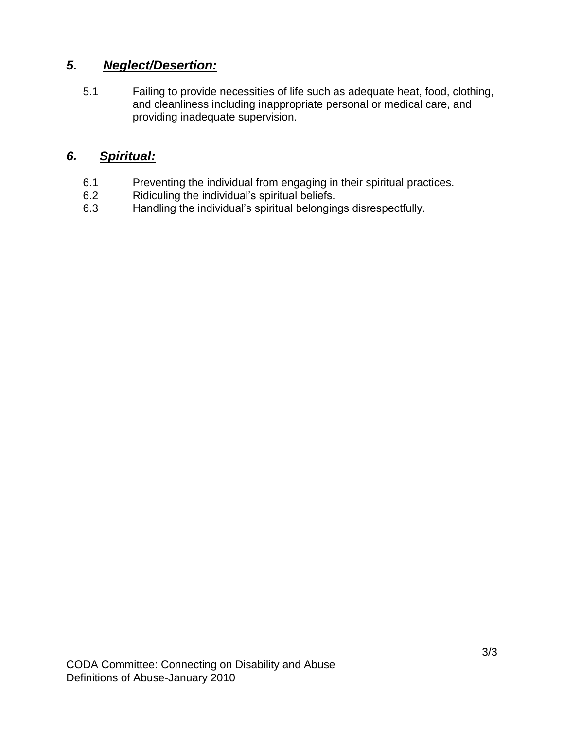## ***5. Neglect/Desertion:***

5.1 Failing to provide necessities of life such as adequate heat, food, clothing, and cleanliness including inappropriate personal or medical care, and providing inadequate supervision.

## ***6. Spiritual:***

6.1 Preventing the individual from engaging in their spiritual practices.
6.2 Ridiculing the individual's spiritual beliefs.
6.3 Handling the individual's spiritual belongings disrespectfully.